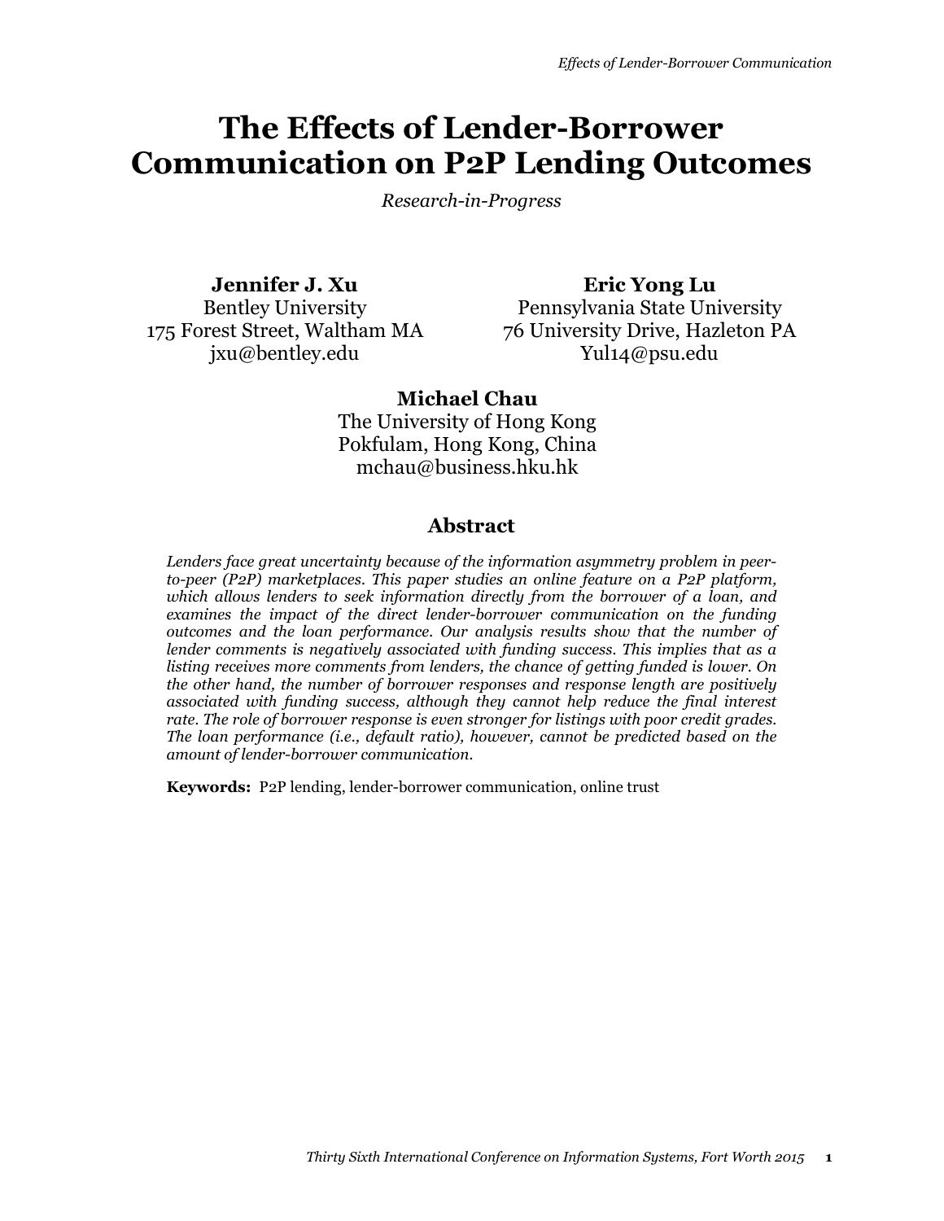# The Effects of Lender-Borrower Communication on P2P Lending Outcomes

*Research-in-Progress*

**Jennifer J. Xu**
Bentley University
175 Forest Street, Waltham MA
jxu@bentley.edu

**Eric Yong Lu**
Pennsylvania State University
76 University Drive, Hazleton PA
Yul14@psu.edu

**Michael Chau**
The University of Hong Kong
Pokfulam, Hong Kong, China
mchau@business.hku.hk

## Abstract

*Lenders face great uncertainty because of the information asymmetry problem in peer-to-peer (P2P) marketplaces. This paper studies an online feature on a P2P platform, which allows lenders to seek information directly from the borrower of a loan, and examines the impact of the direct lender-borrower communication on the funding outcomes and the loan performance. Our analysis results show that the number of lender comments is negatively associated with funding success. This implies that as a listing receives more comments from lenders, the chance of getting funded is lower. On the other hand, the number of borrower responses and response length are positively associated with funding success, although they cannot help reduce the final interest rate. The role of borrower response is even stronger for listings with poor credit grades. The loan performance (i.e., default ratio), however, cannot be predicted based on the amount of lender-borrower communication.*

**Keywords:** P2P lending, lender-borrower communication, online trust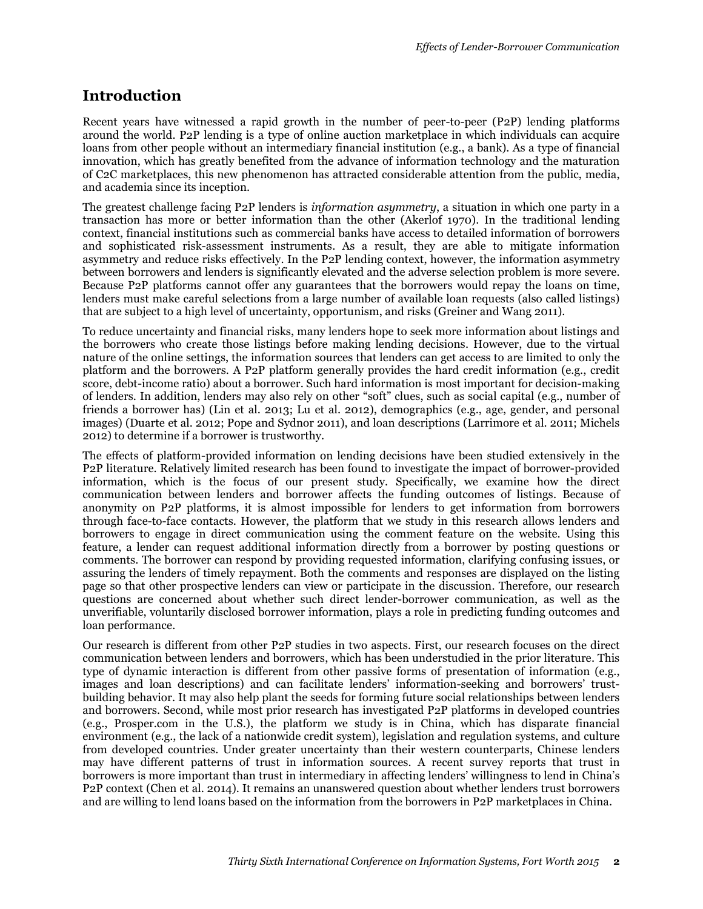## Introduction

Recent years have witnessed a rapid growth in the number of peer-to-peer (P2P) lending platforms around the world. P2P lending is a type of online auction marketplace in which individuals can acquire loans from other people without an intermediary financial institution (e.g., a bank). As a type of financial innovation, which has greatly benefited from the advance of information technology and the maturation of C2C marketplaces, this new phenomenon has attracted considerable attention from the public, media, and academia since its inception.

The greatest challenge facing P2P lenders is *information asymmetry*, a situation in which one party in a transaction has more or better information than the other (Akerlof 1970). In the traditional lending context, financial institutions such as commercial banks have access to detailed information of borrowers and sophisticated risk-assessment instruments. As a result, they are able to mitigate information asymmetry and reduce risks effectively. In the P2P lending context, however, the information asymmetry between borrowers and lenders is significantly elevated and the adverse selection problem is more severe. Because P2P platforms cannot offer any guarantees that the borrowers would repay the loans on time, lenders must make careful selections from a large number of available loan requests (also called listings) that are subject to a high level of uncertainty, opportunism, and risks (Greiner and Wang 2011).

To reduce uncertainty and financial risks, many lenders hope to seek more information about listings and the borrowers who create those listings before making lending decisions. However, due to the virtual nature of the online settings, the information sources that lenders can get access to are limited to only the platform and the borrowers. A P2P platform generally provides the hard credit information (e.g., credit score, debt-income ratio) about a borrower. Such hard information is most important for decision-making of lenders. In addition, lenders may also rely on other "soft" clues, such as social capital (e.g., number of friends a borrower has) (Lin et al. 2013; Lu et al. 2012), demographics (e.g., age, gender, and personal images) (Duarte et al. 2012; Pope and Sydnor 2011), and loan descriptions (Larrimore et al. 2011; Michels 2012) to determine if a borrower is trustworthy.

The effects of platform-provided information on lending decisions have been studied extensively in the P2P literature. Relatively limited research has been found to investigate the impact of borrower-provided information, which is the focus of our present study. Specifically, we examine how the direct communication between lenders and borrower affects the funding outcomes of listings. Because of anonymity on P2P platforms, it is almost impossible for lenders to get information from borrowers through face-to-face contacts. However, the platform that we study in this research allows lenders and borrowers to engage in direct communication using the comment feature on the website. Using this feature, a lender can request additional information directly from a borrower by posting questions or comments. The borrower can respond by providing requested information, clarifying confusing issues, or assuring the lenders of timely repayment. Both the comments and responses are displayed on the listing page so that other prospective lenders can view or participate in the discussion. Therefore, our research questions are concerned about whether such direct lender-borrower communication, as well as the unverifiable, voluntarily disclosed borrower information, plays a role in predicting funding outcomes and loan performance.

Our research is different from other P2P studies in two aspects. First, our research focuses on the direct communication between lenders and borrowers, which has been understudied in the prior literature. This type of dynamic interaction is different from other passive forms of presentation of information (e.g., images and loan descriptions) and can facilitate lenders' information-seeking and borrowers' trust-building behavior. It may also help plant the seeds for forming future social relationships between lenders and borrowers. Second, while most prior research has investigated P2P platforms in developed countries (e.g., Prosper.com in the U.S.), the platform we study is in China, which has disparate financial environment (e.g., the lack of a nationwide credit system), legislation and regulation systems, and culture from developed countries. Under greater uncertainty than their western counterparts, Chinese lenders may have different patterns of trust in information sources. A recent survey reports that trust in borrowers is more important than trust in intermediary in affecting lenders' willingness to lend in China's P2P context (Chen et al. 2014). It remains an unanswered question about whether lenders trust borrowers and are willing to lend loans based on the information from the borrowers in P2P marketplaces in China.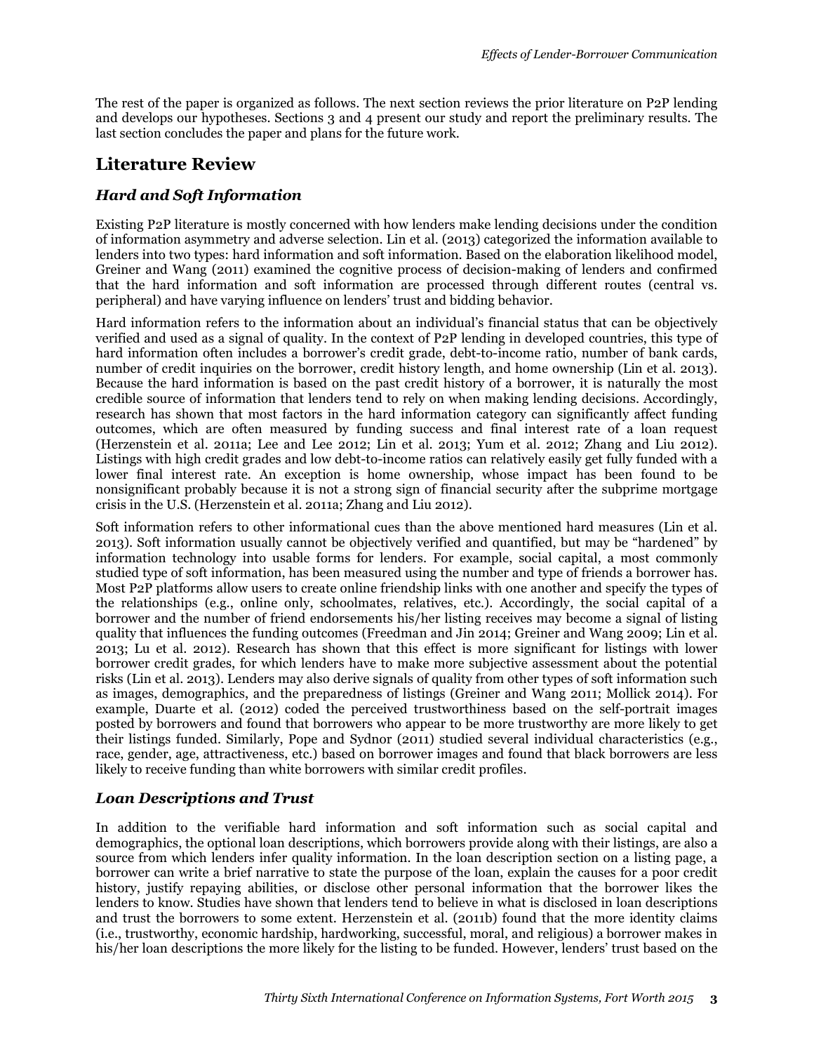The rest of the paper is organized as follows. The next section reviews the prior literature on P2P lending and develops our hypotheses. Sections 3 and 4 present our study and report the preliminary results. The last section concludes the paper and plans for the future work.

## Literature Review

### *Hard and Soft Information*

Existing P2P literature is mostly concerned with how lenders make lending decisions under the condition of information asymmetry and adverse selection. Lin et al. (2013) categorized the information available to lenders into two types: hard information and soft information. Based on the elaboration likelihood model, Greiner and Wang (2011) examined the cognitive process of decision-making of lenders and confirmed that the hard information and soft information are processed through different routes (central vs. peripheral) and have varying influence on lenders' trust and bidding behavior.

Hard information refers to the information about an individual's financial status that can be objectively verified and used as a signal of quality. In the context of P2P lending in developed countries, this type of hard information often includes a borrower's credit grade, debt-to-income ratio, number of bank cards, number of credit inquiries on the borrower, credit history length, and home ownership (Lin et al. 2013). Because the hard information is based on the past credit history of a borrower, it is naturally the most credible source of information that lenders tend to rely on when making lending decisions. Accordingly, research has shown that most factors in the hard information category can significantly affect funding outcomes, which are often measured by funding success and final interest rate of a loan request (Herzenstein et al. 2011a; Lee and Lee 2012; Lin et al. 2013; Yum et al. 2012; Zhang and Liu 2012). Listings with high credit grades and low debt-to-income ratios can relatively easily get fully funded with a lower final interest rate. An exception is home ownership, whose impact has been found to be nonsignificant probably because it is not a strong sign of financial security after the subprime mortgage crisis in the U.S. (Herzenstein et al. 2011a; Zhang and Liu 2012).

Soft information refers to other informational cues than the above mentioned hard measures (Lin et al. 2013). Soft information usually cannot be objectively verified and quantified, but may be "hardened" by information technology into usable forms for lenders. For example, social capital, a most commonly studied type of soft information, has been measured using the number and type of friends a borrower has. Most P2P platforms allow users to create online friendship links with one another and specify the types of the relationships (e.g., online only, schoolmates, relatives, etc.). Accordingly, the social capital of a borrower and the number of friend endorsements his/her listing receives may become a signal of listing quality that influences the funding outcomes (Freedman and Jin 2014; Greiner and Wang 2009; Lin et al. 2013; Lu et al. 2012). Research has shown that this effect is more significant for listings with lower borrower credit grades, for which lenders have to make more subjective assessment about the potential risks (Lin et al. 2013). Lenders may also derive signals of quality from other types of soft information such as images, demographics, and the preparedness of listings (Greiner and Wang 2011; Mollick 2014). For example, Duarte et al. (2012) coded the perceived trustworthiness based on the self-portrait images posted by borrowers and found that borrowers who appear to be more trustworthy are more likely to get their listings funded. Similarly, Pope and Sydnor (2011) studied several individual characteristics (e.g., race, gender, age, attractiveness, etc.) based on borrower images and found that black borrowers are less likely to receive funding than white borrowers with similar credit profiles.

### *Loan Descriptions and Trust*

In addition to the verifiable hard information and soft information such as social capital and demographics, the optional loan descriptions, which borrowers provide along with their listings, are also a source from which lenders infer quality information. In the loan description section on a listing page, a borrower can write a brief narrative to state the purpose of the loan, explain the causes for a poor credit history, justify repaying abilities, or disclose other personal information that the borrower likes the lenders to know. Studies have shown that lenders tend to believe in what is disclosed in loan descriptions and trust the borrowers to some extent. Herzenstein et al. (2011b) found that the more identity claims (i.e., trustworthy, economic hardship, hardworking, successful, moral, and religious) a borrower makes in his/her loan descriptions the more likely for the listing to be funded. However, lenders' trust based on the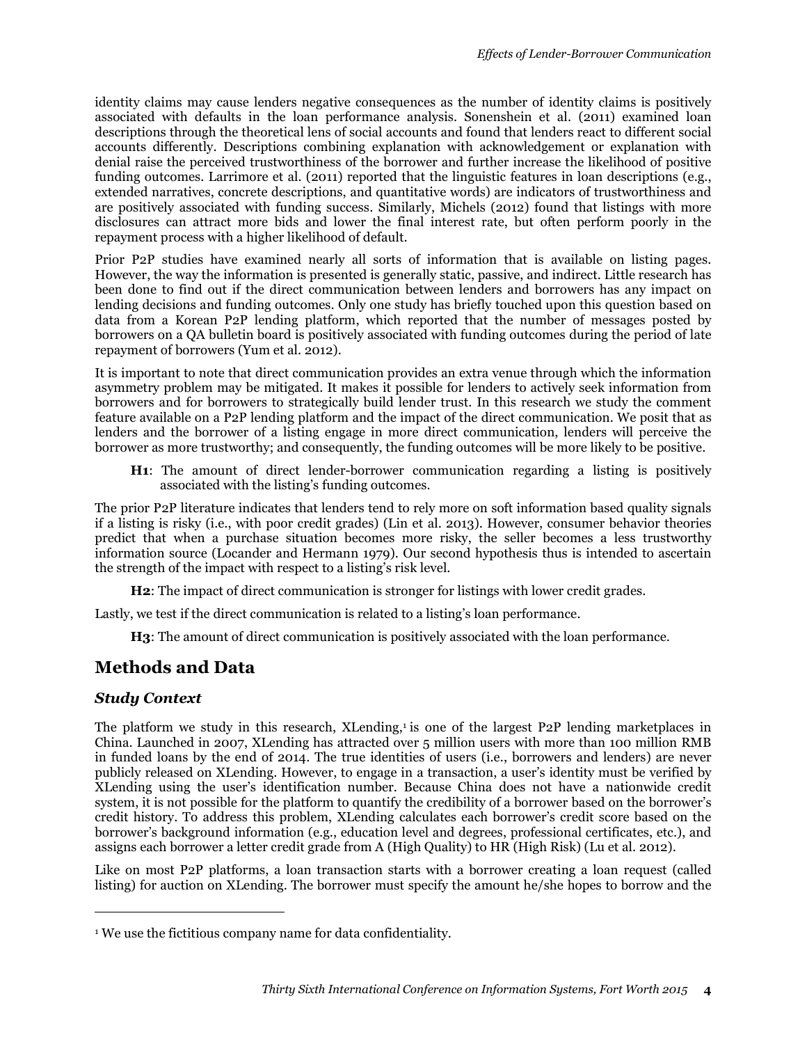identity claims may cause lenders negative consequences as the number of identity claims is positively associated with defaults in the loan performance analysis. Sonenshein et al. (2011) examined loan descriptions through the theoretical lens of social accounts and found that lenders react to different social accounts differently. Descriptions combining explanation with acknowledgement or explanation with denial raise the perceived trustworthiness of the borrower and further increase the likelihood of positive funding outcomes. Larrimore et al. (2011) reported that the linguistic features in loan descriptions (e.g., extended narratives, concrete descriptions, and quantitative words) are indicators of trustworthiness and are positively associated with funding success. Similarly, Michels (2012) found that listings with more disclosures can attract more bids and lower the final interest rate, but often perform poorly in the repayment process with a higher likelihood of default.

Prior P2P studies have examined nearly all sorts of information that is available on listing pages. However, the way the information is presented is generally static, passive, and indirect. Little research has been done to find out if the direct communication between lenders and borrowers has any impact on lending decisions and funding outcomes. Only one study has briefly touched upon this question based on data from a Korean P2P lending platform, which reported that the number of messages posted by borrowers on a QA bulletin board is positively associated with funding outcomes during the period of late repayment of borrowers (Yum et al. 2012).

It is important to note that direct communication provides an extra venue through which the information asymmetry problem may be mitigated. It makes it possible for lenders to actively seek information from borrowers and for borrowers to strategically build lender trust. In this research we study the comment feature available on a P2P lending platform and the impact of the direct communication. We posit that as lenders and the borrower of a listing engage in more direct communication, lenders will perceive the borrower as more trustworthy; and consequently, the funding outcomes will be more likely to be positive.

**H1**: The amount of direct lender-borrower communication regarding a listing is positively associated with the listing's funding outcomes.

The prior P2P literature indicates that lenders tend to rely more on soft information based quality signals if a listing is risky (i.e., with poor credit grades) (Lin et al. 2013). However, consumer behavior theories predict that when a purchase situation becomes more risky, the seller becomes a less trustworthy information source (Locander and Hermann 1979). Our second hypothesis thus is intended to ascertain the strength of the impact with respect to a listing's risk level.

**H2**: The impact of direct communication is stronger for listings with lower credit grades.

Lastly, we test if the direct communication is related to a listing's loan performance.

**H3**: The amount of direct communication is positively associated with the loan performance.

## Methods and Data

### *Study Context*

The platform we study in this research, XLending,[1] is one of the largest P2P lending marketplaces in China. Launched in 2007, XLending has attracted over 5 million users with more than 100 million RMB in funded loans by the end of 2014. The true identities of users (i.e., borrowers and lenders) are never publicly released on XLending. However, to engage in a transaction, a user's identity must be verified by XLending using the user's identification number. Because China does not have a nationwide credit system, it is not possible for the platform to quantify the credibility of a borrower based on the borrower's credit history. To address this problem, XLending calculates each borrower's credit score based on the borrower's background information (e.g., education level and degrees, professional certificates, etc.), and assigns each borrower a letter credit grade from A (High Quality) to HR (High Risk) (Lu et al. 2012).

Like on most P2P platforms, a loan transaction starts with a borrower creating a loan request (called listing) for auction on XLending. The borrower must specify the amount he/she hopes to borrow and the

[1] We use the fictitious company name for data confidentiality.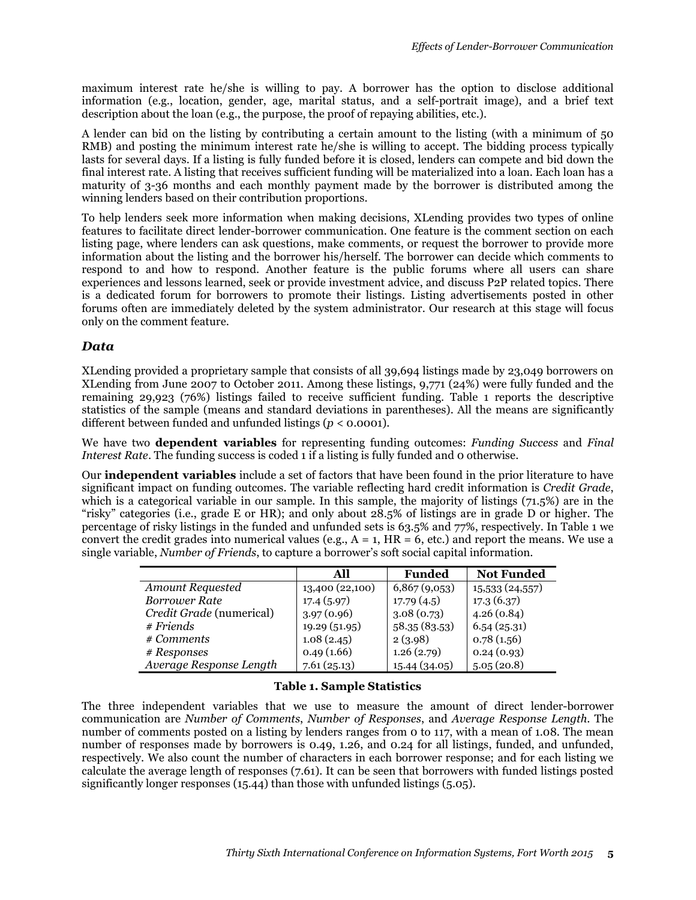maximum interest rate he/she is willing to pay. A borrower has the option to disclose additional information (e.g., location, gender, age, marital status, and a self-portrait image), and a brief text description about the loan (e.g., the purpose, the proof of repaying abilities, etc.).

A lender can bid on the listing by contributing a certain amount to the listing (with a minimum of 50 RMB) and posting the minimum interest rate he/she is willing to accept. The bidding process typically lasts for several days. If a listing is fully funded before it is closed, lenders can compete and bid down the final interest rate. A listing that receives sufficient funding will be materialized into a loan. Each loan has a maturity of 3-36 months and each monthly payment made by the borrower is distributed among the winning lenders based on their contribution proportions.

To help lenders seek more information when making decisions, XLending provides two types of online features to facilitate direct lender-borrower communication. One feature is the comment section on each listing page, where lenders can ask questions, make comments, or request the borrower to provide more information about the listing and the borrower his/herself. The borrower can decide which comments to respond to and how to respond. Another feature is the public forums where all users can share experiences and lessons learned, seek or provide investment advice, and discuss P2P related topics. There is a dedicated forum for borrowers to promote their listings. Listing advertisements posted in other forums often are immediately deleted by the system administrator. Our research at this stage will focus only on the comment feature.

### *Data*

XLending provided a proprietary sample that consists of all 39,694 listings made by 23,049 borrowers on XLending from June 2007 to October 2011. Among these listings, 9,771 (24%) were fully funded and the remaining 29,923 (76%) listings failed to receive sufficient funding. Table 1 reports the descriptive statistics of the sample (means and standard deviations in parentheses). All the means are significantly different between funded and unfunded listings ($p < 0.0001$).

We have two **dependent variables** for representing funding outcomes: *Funding Success* and *Final Interest Rate*. The funding success is coded 1 if a listing is fully funded and 0 otherwise.

Our **independent variables** include a set of factors that have been found in the prior literature to have significant impact on funding outcomes. The variable reflecting hard credit information is *Credit Grade*, which is a categorical variable in our sample. In this sample, the majority of listings (71.5%) are in the "risky" categories (i.e., grade E or HR); and only about 28.5% of listings are in grade D or higher. The percentage of risky listings in the funded and unfunded sets is 63.5% and 77%, respectively. In Table 1 we convert the credit grades into numerical values (e.g., A = 1, HR = 6, etc.) and report the means. We use a single variable, *Number of Friends*, to capture a borrower's soft social capital information.

| | **All** | **Funded** | **Not Funded** |
|---|---|---|---|
| *Amount Requested* | 13,400 (22,100) | 6,867 (9,053) | 15,533 (24,557) |
| *Borrower Rate* | 17.4 (5.97) | 17.79 (4.5) | 17.3 (6.37) |
| *Credit Grade* (numerical) | 3.97 (0.96) | 3.08 (0.73) | 4.26 (0.84) |
| *# Friends* | 19.29 (51.95) | 58.35 (83.53) | 6.54 (25.31) |
| *# Comments* | 1.08 (2.45) | 2 (3.98) | 0.78 (1.56) |
| *# Responses* | 0.49 (1.66) | 1.26 (2.79) | 0.24 (0.93) |
| *Average Response Length* | 7.61 (25.13) | 15.44 (34.05) | 5.05 (20.8) |

**Table 1. Sample Statistics**

The three independent variables that we use to measure the amount of direct lender-borrower communication are *Number of Comments*, *Number of Responses*, and *Average Response Length*. The number of comments posted on a listing by lenders ranges from 0 to 117, with a mean of 1.08. The mean number of responses made by borrowers is 0.49, 1.26, and 0.24 for all listings, funded, and unfunded, respectively. We also count the number of characters in each borrower response; and for each listing we calculate the average length of responses (7.61). It can be seen that borrowers with funded listings posted significantly longer responses (15.44) than those with unfunded listings (5.05).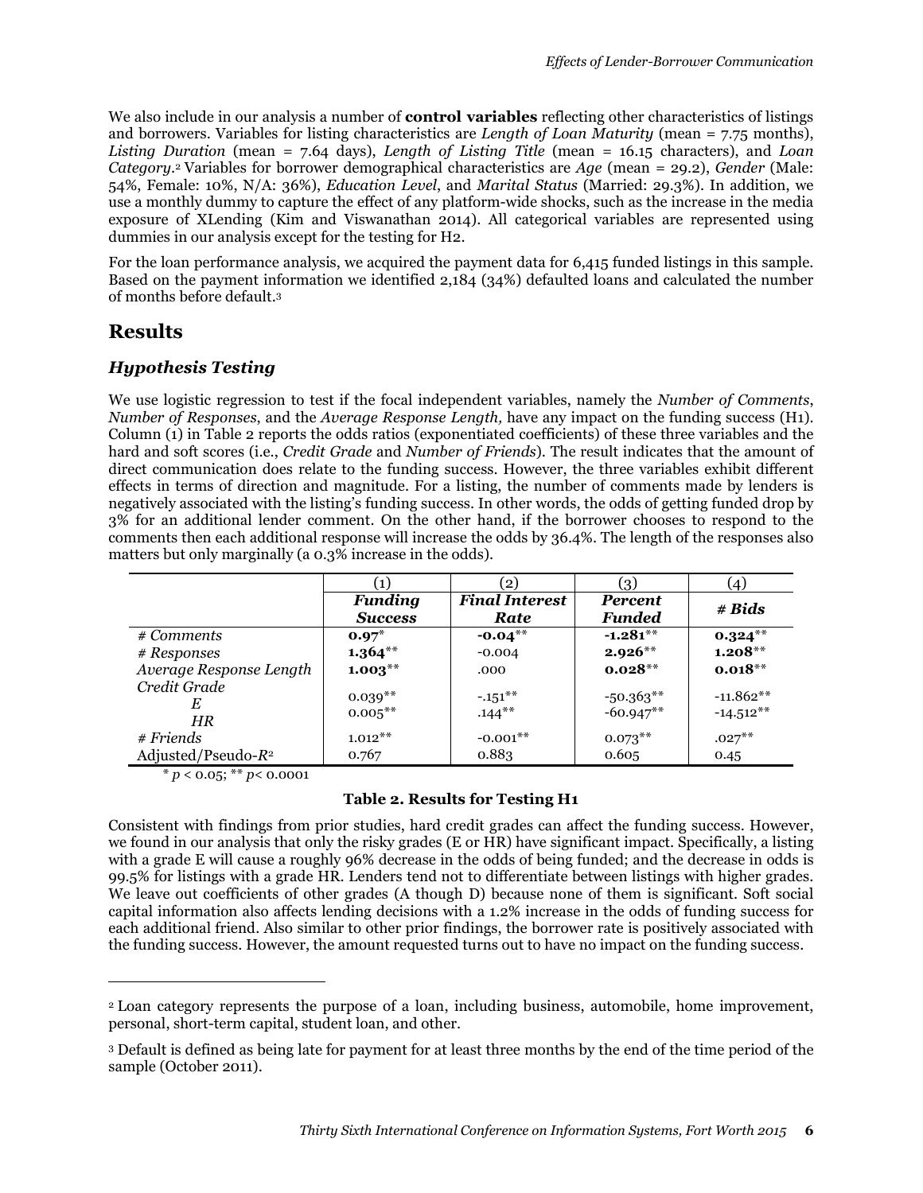We also include in our analysis a number of **control variables** reflecting other characteristics of listings and borrowers. Variables for listing characteristics are *Length of Loan Maturity* (mean = 7.75 months), *Listing Duration* (mean = 7.64 days), *Length of Listing Title* (mean = 16.15 characters), and *Loan Category*.[2] Variables for borrower demographical characteristics are *Age* (mean = 29.2), *Gender* (Male: 54%, Female: 10%, N/A: 36%), *Education Level*, and *Marital Status* (Married: 29.3%). In addition, we use a monthly dummy to capture the effect of any platform-wide shocks, such as the increase in the media exposure of XLending (Kim and Viswanathan 2014). All categorical variables are represented using dummies in our analysis except for the testing for H2.

For the loan performance analysis, we acquired the payment data for 6,415 funded listings in this sample. Based on the payment information we identified 2,184 (34%) defaulted loans and calculated the number of months before default.[3]

# Results

## Hypothesis Testing

We use logistic regression to test if the focal independent variables, namely the *Number of Comments*, *Number of Responses*, and the *Average Response Length,* have any impact on the funding success (H1). Column (1) in Table 2 reports the odds ratios (exponentiated coefficients) of these three variables and the hard and soft scores (i.e., *Credit Grade* and *Number of Friends*). The result indicates that the amount of direct communication does relate to the funding success. However, the three variables exhibit different effects in terms of direction and magnitude. For a listing, the number of comments made by lenders is negatively associated with the listing's funding success. In other words, the odds of getting funded drop by 3% for an additional lender comment. On the other hand, if the borrower chooses to respond to the comments then each additional response will increase the odds by 36.4%. The length of the responses also matters but only marginally (a 0.3% increase in the odds).

| | (1) | (2) | (3) | (4) |
|---|---|---|---|---|
| | ***Funding Success*** | ***Final Interest Rate*** | ***Percent Funded*** | ***# Bids*** |
| *# Comments* | **0.97*** | **-0.04**** | **-1.281**** | **0.324**** |
| *# Responses* | **1.364**** | -0.004 | **2.926**** | **1.208**** |
| *Average Response Length* | **1.003**** | .000 | **0.028**** | **0.018**** |
| *Credit Grade* | | | | |
| *E* | 0.039** | -.151** | -50.363** | -11.862** |
| *HR* | 0.005** | .144** | -60.947** | -14.512** |
| *# Friends* | 1.012** | -0.001** | 0.073** | .027** |
| Adjusted/Pseudo-$R^2$ | 0.767 | 0.883 | 0.605 | 0.45 |

\* $p < 0.05$; \*\* $p < 0.0001$

**Table 2. Results for Testing H1**

Consistent with findings from prior studies, hard credit grades can affect the funding success. However, we found in our analysis that only the risky grades (E or HR) have significant impact. Specifically, a listing with a grade E will cause a roughly 96% decrease in the odds of being funded; and the decrease in odds is 99.5% for listings with a grade HR. Lenders tend not to differentiate between listings with higher grades. We leave out coefficients of other grades (A though D) because none of them is significant. Soft social capital information also affects lending decisions with a 1.2% increase in the odds of funding success for each additional friend. Also similar to other prior findings, the borrower rate is positively associated with the funding success. However, the amount requested turns out to have no impact on the funding success.

---

[2] Loan category represents the purpose of a loan, including business, automobile, home improvement, personal, short-term capital, student loan, and other.

[3] Default is defined as being late for payment for at least three months by the end of the time period of the sample (October 2011).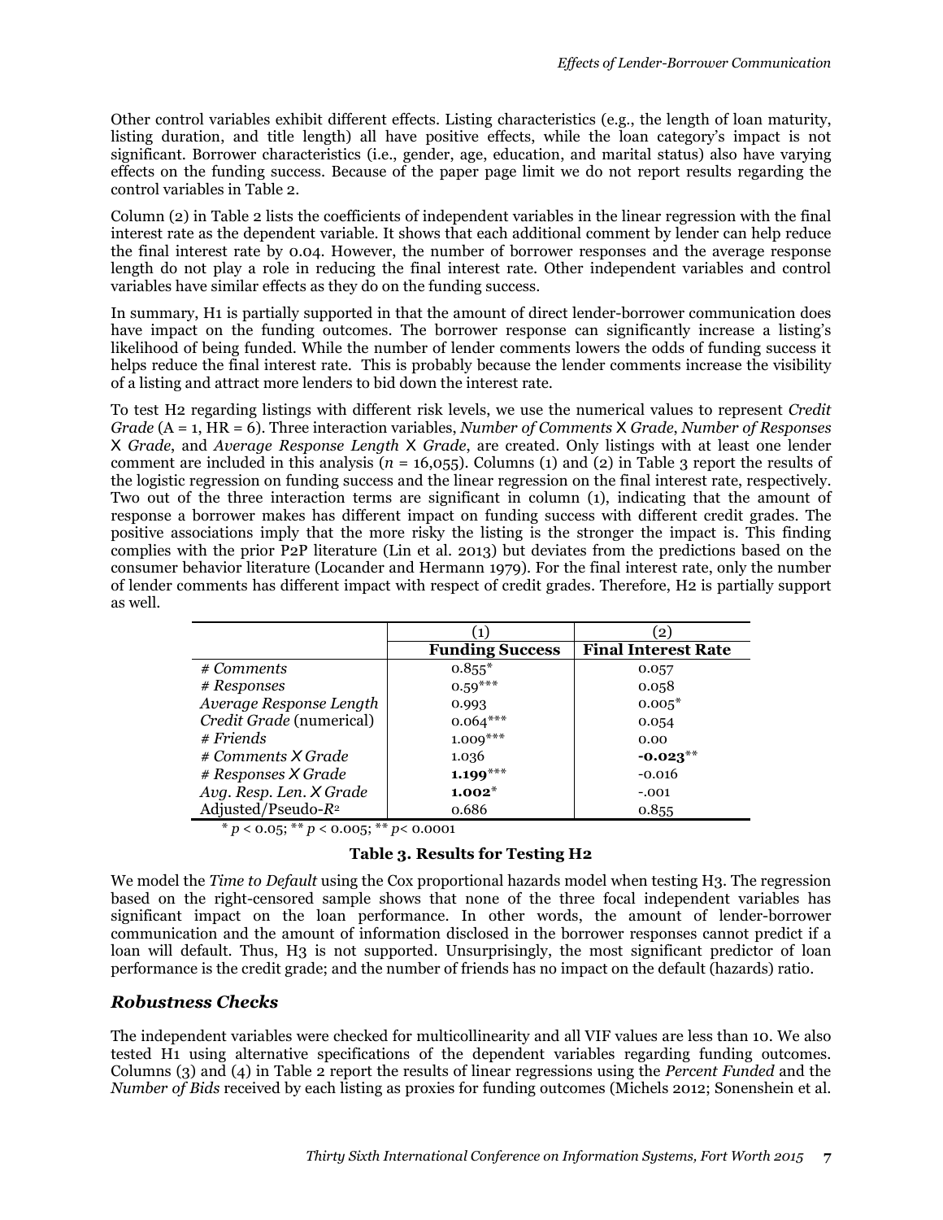Other control variables exhibit different effects. Listing characteristics (e.g., the length of loan maturity, listing duration, and title length) all have positive effects, while the loan category's impact is not significant. Borrower characteristics (i.e., gender, age, education, and marital status) also have varying effects on the funding success. Because of the paper page limit we do not report results regarding the control variables in Table 2.

Column (2) in Table 2 lists the coefficients of independent variables in the linear regression with the final interest rate as the dependent variable. It shows that each additional comment by lender can help reduce the final interest rate by 0.04. However, the number of borrower responses and the average response length do not play a role in reducing the final interest rate. Other independent variables and control variables have similar effects as they do on the funding success.

In summary, H1 is partially supported in that the amount of direct lender-borrower communication does have impact on the funding outcomes. The borrower response can significantly increase a listing's likelihood of being funded. While the number of lender comments lowers the odds of funding success it helps reduce the final interest rate. This is probably because the lender comments increase the visibility of a listing and attract more lenders to bid down the interest rate.

To test H2 regarding listings with different risk levels, we use the numerical values to represent *Credit Grade* (A = 1, HR = 6). Three interaction variables, *Number of Comments* X *Grade*, *Number of Responses* X *Grade*, and *Average Response Length* X *Grade*, are created. Only listings with at least one lender comment are included in this analysis ($n$ = 16,055). Columns (1) and (2) in Table 3 report the results of the logistic regression on funding success and the linear regression on the final interest rate, respectively. Two out of the three interaction terms are significant in column (1), indicating that the amount of response a borrower makes has different impact on funding success with different credit grades. The positive associations imply that the more risky the listing is the stronger the impact is. This finding complies with the prior P2P literature (Lin et al. 2013) but deviates from the predictions based on the consumer behavior literature (Locander and Hermann 1979). For the final interest rate, only the number of lender comments has different impact with respect of credit grades. Therefore, H2 is partially support as well.

| | (1) | (2) |
|---|---|---|
| | **Funding Success** | **Final Interest Rate** |
| *# Comments* | 0.855* | 0.057 |
| *# Responses* | 0.59*** | 0.058 |
| *Average Response Length* | 0.993 | 0.005* |
| *Credit Grade* (numerical) | 0.064*** | 0.054 |
| *# Friends* | 1.009*** | 0.00 |
| *# Comments X Grade* | 1.036 | **-0.023**** |
| *# Responses X Grade* | **1.199***** | -0.016 |
| *Avg. Resp. Len. X Grade* | **1.002*** | -.001 |
| Adjusted/Pseudo-$R^2$ | 0.686 | 0.855 |

\* $p < 0.05$; \*\* $p < 0.005$; \*\* $p < 0.0001$

**Table 3. Results for Testing H2**

We model the *Time to Default* using the Cox proportional hazards model when testing H3. The regression based on the right-censored sample shows that none of the three focal independent variables has significant impact on the loan performance. In other words, the amount of lender-borrower communication and the amount of information disclosed in the borrower responses cannot predict if a loan will default. Thus, H3 is not supported. Unsurprisingly, the most significant predictor of loan performance is the credit grade; and the number of friends has no impact on the default (hazards) ratio.

### *Robustness Checks*

The independent variables were checked for multicollinearity and all VIF values are less than 10. We also tested H1 using alternative specifications of the dependent variables regarding funding outcomes. Columns (3) and (4) in Table 2 report the results of linear regressions using the *Percent Funded* and the *Number of Bids* received by each listing as proxies for funding outcomes (Michels 2012; Sonenshein et al.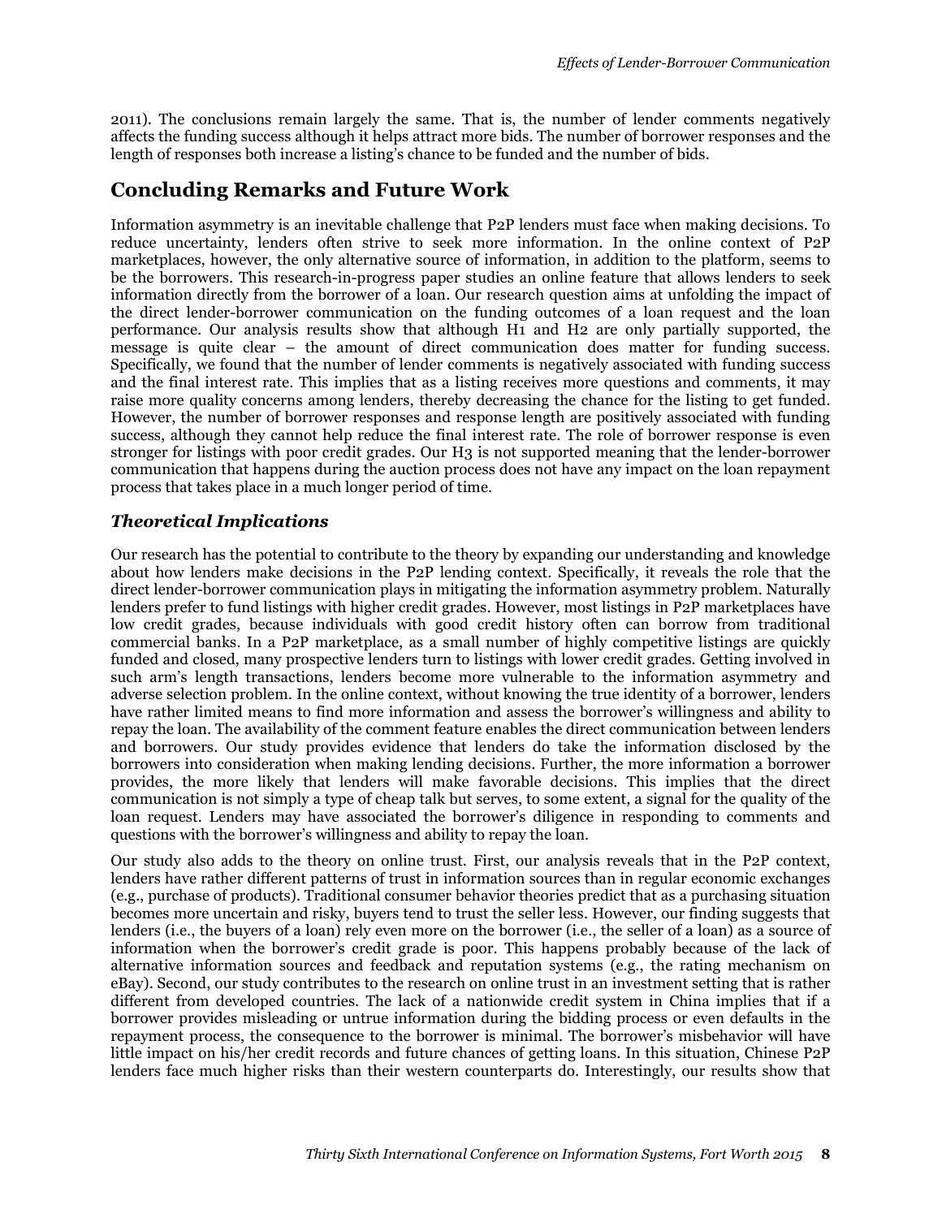2011). The conclusions remain largely the same. That is, the number of lender comments negatively affects the funding success although it helps attract more bids. The number of borrower responses and the length of responses both increase a listing's chance to be funded and the number of bids.

## Concluding Remarks and Future Work

Information asymmetry is an inevitable challenge that P2P lenders must face when making decisions. To reduce uncertainty, lenders often strive to seek more information. In the online context of P2P marketplaces, however, the only alternative source of information, in addition to the platform, seems to be the borrowers. This research-in-progress paper studies an online feature that allows lenders to seek information directly from the borrower of a loan. Our research question aims at unfolding the impact of the direct lender-borrower communication on the funding outcomes of a loan request and the loan performance. Our analysis results show that although H1 and H2 are only partially supported, the message is quite clear – the amount of direct communication does matter for funding success. Specifically, we found that the number of lender comments is negatively associated with funding success and the final interest rate. This implies that as a listing receives more questions and comments, it may raise more quality concerns among lenders, thereby decreasing the chance for the listing to get funded. However, the number of borrower responses and response length are positively associated with funding success, although they cannot help reduce the final interest rate. The role of borrower response is even stronger for listings with poor credit grades. Our H3 is not supported meaning that the lender-borrower communication that happens during the auction process does not have any impact on the loan repayment process that takes place in a much longer period of time.

### *Theoretical Implications*

Our research has the potential to contribute to the theory by expanding our understanding and knowledge about how lenders make decisions in the P2P lending context. Specifically, it reveals the role that the direct lender-borrower communication plays in mitigating the information asymmetry problem. Naturally lenders prefer to fund listings with higher credit grades. However, most listings in P2P marketplaces have low credit grades, because individuals with good credit history often can borrow from traditional commercial banks. In a P2P marketplace, as a small number of highly competitive listings are quickly funded and closed, many prospective lenders turn to listings with lower credit grades. Getting involved in such arm's length transactions, lenders become more vulnerable to the information asymmetry and adverse selection problem. In the online context, without knowing the true identity of a borrower, lenders have rather limited means to find more information and assess the borrower's willingness and ability to repay the loan. The availability of the comment feature enables the direct communication between lenders and borrowers. Our study provides evidence that lenders do take the information disclosed by the borrowers into consideration when making lending decisions. Further, the more information a borrower provides, the more likely that lenders will make favorable decisions. This implies that the direct communication is not simply a type of cheap talk but serves, to some extent, a signal for the quality of the loan request. Lenders may have associated the borrower's diligence in responding to comments and questions with the borrower's willingness and ability to repay the loan.

Our study also adds to the theory on online trust. First, our analysis reveals that in the P2P context, lenders have rather different patterns of trust in information sources than in regular economic exchanges (e.g., purchase of products). Traditional consumer behavior theories predict that as a purchasing situation becomes more uncertain and risky, buyers tend to trust the seller less. However, our finding suggests that lenders (i.e., the buyers of a loan) rely even more on the borrower (i.e., the seller of a loan) as a source of information when the borrower's credit grade is poor. This happens probably because of the lack of alternative information sources and feedback and reputation systems (e.g., the rating mechanism on eBay). Second, our study contributes to the research on online trust in an investment setting that is rather different from developed countries. The lack of a nationwide credit system in China implies that if a borrower provides misleading or untrue information during the bidding process or even defaults in the repayment process, the consequence to the borrower is minimal. The borrower's misbehavior will have little impact on his/her credit records and future chances of getting loans. In this situation, Chinese P2P lenders face much higher risks than their western counterparts do. Interestingly, our results show that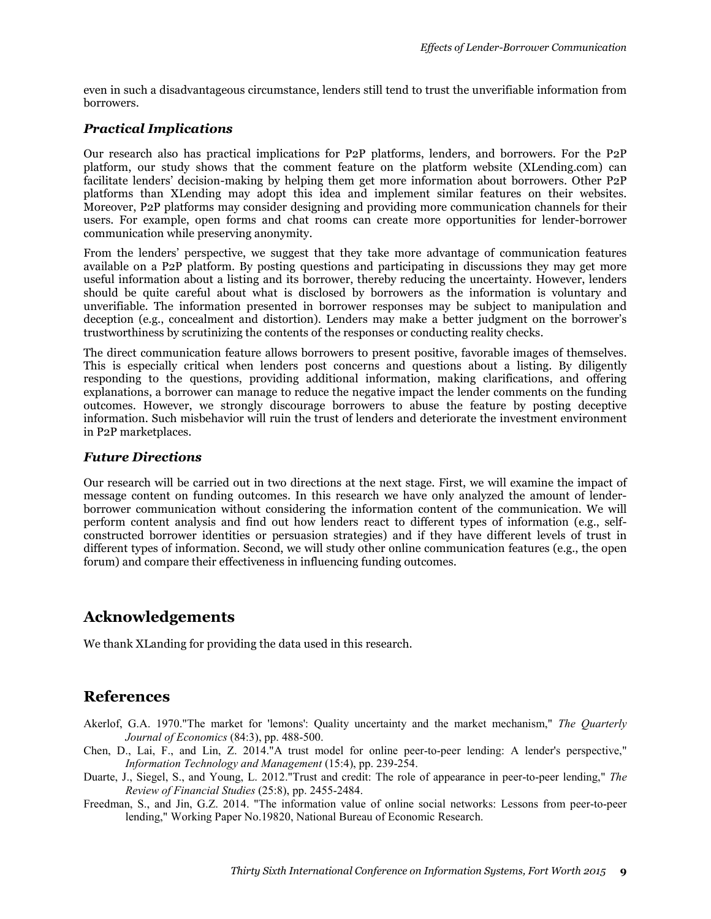even in such a disadvantageous circumstance, lenders still tend to trust the unverifiable information from borrowers.

### *Practical Implications*

Our research also has practical implications for P2P platforms, lenders, and borrowers. For the P2P platform, our study shows that the comment feature on the platform website (XLending.com) can facilitate lenders' decision-making by helping them get more information about borrowers. Other P2P platforms than XLending may adopt this idea and implement similar features on their websites. Moreover, P2P platforms may consider designing and providing more communication channels for their users. For example, open forms and chat rooms can create more opportunities for lender-borrower communication while preserving anonymity.

From the lenders' perspective, we suggest that they take more advantage of communication features available on a P2P platform. By posting questions and participating in discussions they may get more useful information about a listing and its borrower, thereby reducing the uncertainty. However, lenders should be quite careful about what is disclosed by borrowers as the information is voluntary and unverifiable. The information presented in borrower responses may be subject to manipulation and deception (e.g., concealment and distortion). Lenders may make a better judgment on the borrower's trustworthiness by scrutinizing the contents of the responses or conducting reality checks.

The direct communication feature allows borrowers to present positive, favorable images of themselves. This is especially critical when lenders post concerns and questions about a listing. By diligently responding to the questions, providing additional information, making clarifications, and offering explanations, a borrower can manage to reduce the negative impact the lender comments on the funding outcomes. However, we strongly discourage borrowers to abuse the feature by posting deceptive information. Such misbehavior will ruin the trust of lenders and deteriorate the investment environment in P2P marketplaces.

### *Future Directions*

Our research will be carried out in two directions at the next stage. First, we will examine the impact of message content on funding outcomes. In this research we have only analyzed the amount of lender-borrower communication without considering the information content of the communication. We will perform content analysis and find out how lenders react to different types of information (e.g., self-constructed borrower identities or persuasion strategies) and if they have different levels of trust in different types of information. Second, we will study other online communication features (e.g., the open forum) and compare their effectiveness in influencing funding outcomes.

## Acknowledgements

We thank XLanding for providing the data used in this research.

## References

Akerlof, G.A. 1970."The market for 'lemons': Quality uncertainty and the market mechanism," *The Quarterly Journal of Economics* (84:3), pp. 488-500.

Chen, D., Lai, F., and Lin, Z. 2014."A trust model for online peer-to-peer lending: A lender's perspective," *Information Technology and Management* (15:4), pp. 239-254.

Duarte, J., Siegel, S., and Young, L. 2012."Trust and credit: The role of appearance in peer-to-peer lending," *The Review of Financial Studies* (25:8), pp. 2455-2484.

Freedman, S., and Jin, G.Z. 2014. "The information value of online social networks: Lessons from peer-to-peer lending," Working Paper No.19820, National Bureau of Economic Research.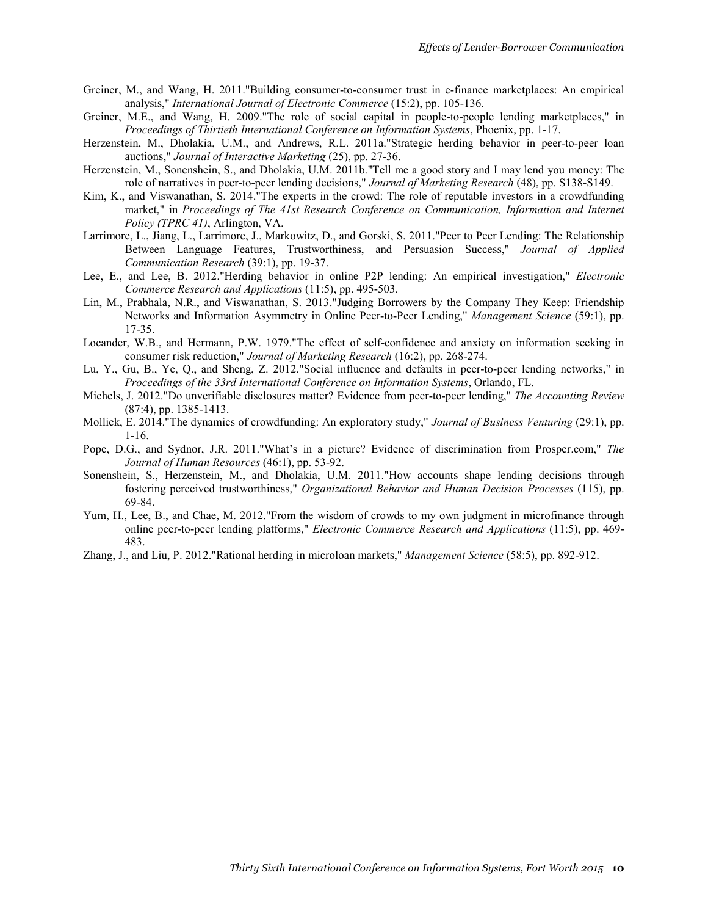Greiner, M., and Wang, H. 2011."Building consumer-to-consumer trust in e-finance marketplaces: An empirical analysis," *International Journal of Electronic Commerce* (15:2), pp. 105-136.

Greiner, M.E., and Wang, H. 2009."The role of social capital in people-to-people lending marketplaces," in *Proceedings of Thirtieth International Conference on Information Systems*, Phoenix, pp. 1-17.

Herzenstein, M., Dholakia, U.M., and Andrews, R.L. 2011a."Strategic herding behavior in peer-to-peer loan auctions," *Journal of Interactive Marketing* (25), pp. 27-36.

Herzenstein, M., Sonenshein, S., and Dholakia, U.M. 2011b."Tell me a good story and I may lend you money: The role of narratives in peer-to-peer lending decisions," *Journal of Marketing Research* (48), pp. S138-S149.

Kim, K., and Viswanathan, S. 2014."The experts in the crowd: The role of reputable investors in a crowdfunding market," in *Proceedings of The 41st Research Conference on Communication, Information and Internet Policy (TPRC 41)*, Arlington, VA.

Larrimore, L., Jiang, L., Larrimore, J., Markowitz, D., and Gorski, S. 2011."Peer to Peer Lending: The Relationship Between Language Features, Trustworthiness, and Persuasion Success," *Journal of Applied Communication Research* (39:1), pp. 19-37.

Lee, E., and Lee, B. 2012."Herding behavior in online P2P lending: An empirical investigation," *Electronic Commerce Research and Applications* (11:5), pp. 495-503.

Lin, M., Prabhala, N.R., and Viswanathan, S. 2013."Judging Borrowers by the Company They Keep: Friendship Networks and Information Asymmetry in Online Peer-to-Peer Lending," *Management Science* (59:1), pp. 17-35.

Locander, W.B., and Hermann, P.W. 1979."The effect of self-confidence and anxiety on information seeking in consumer risk reduction," *Journal of Marketing Research* (16:2), pp. 268-274.

Lu, Y., Gu, B., Ye, Q., and Sheng, Z. 2012."Social influence and defaults in peer-to-peer lending networks," in *Proceedings of the 33rd International Conference on Information Systems*, Orlando, FL.

Michels, J. 2012."Do unverifiable disclosures matter? Evidence from peer-to-peer lending," *The Accounting Review* (87:4), pp. 1385-1413.

Mollick, E. 2014."The dynamics of crowdfunding: An exploratory study," *Journal of Business Venturing* (29:1), pp. 1-16.

Pope, D.G., and Sydnor, J.R. 2011."What's in a picture? Evidence of discrimination from Prosper.com," *The Journal of Human Resources* (46:1), pp. 53-92.

Sonenshein, S., Herzenstein, M., and Dholakia, U.M. 2011."How accounts shape lending decisions through fostering perceived trustworthiness," *Organizational Behavior and Human Decision Processes* (115), pp. 69-84.

Yum, H., Lee, B., and Chae, M. 2012."From the wisdom of crowds to my own judgment in microfinance through online peer-to-peer lending platforms," *Electronic Commerce Research and Applications* (11:5), pp. 469-483.

Zhang, J., and Liu, P. 2012."Rational herding in microloan markets," *Management Science* (58:5), pp. 892-912.